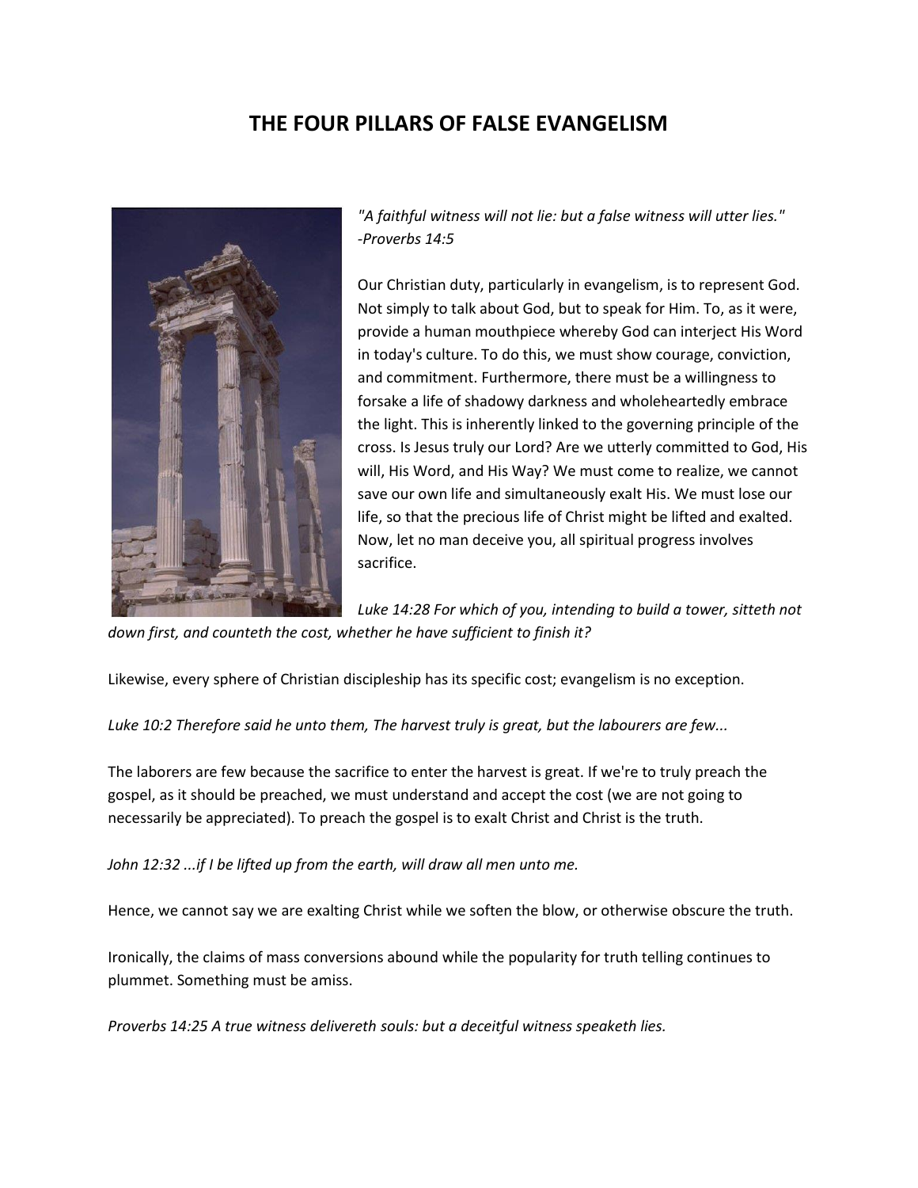# THE FOUR PILLARS OF FALSE EVANGELISM

*"A faithful witness will not lie: but a false witness will utter lies." -Proverbs 14:5*

Our Christian duty, particularly in evangelism, is to represent God. Not simply to talk about God, but to speak for Him. To, as it were, provide a human mouthpiece whereby God can interject His Word in today's culture. To do this, we must show courage, conviction, and commitment. Furthermore, there must be a willingness to forsake a life of shadowy darkness and wholeheartedly embrace the light. This is inherently linked to the governing principle of the cross. Is Jesus truly our Lord? Are we utterly committed to God, His will, His Word, and His Way? We must come to realize, we cannot save our own life and simultaneously exalt His. We must lose our life, so that the precious life of Christ might be lifted and exalted. Now, let no man deceive you, all spiritual progress involves sacrifice.

*Luke 14:28 For which of you, intending to build a tower, sitteth not down first, and counteth the cost, whether he have sufficient to finish it?*

Likewise, every sphere of Christian discipleship has its specific cost; evangelism is no exception.

*Luke 10:2 Therefore said he unto them, The harvest truly is great, but the labourers are few...*

The laborers are few because the sacrifice to enter the harvest is great. If we're to truly preach the gospel, as it should be preached, we must understand and accept the cost (we are not going to necessarily be appreciated). To preach the gospel is to exalt Christ and Christ is the truth.

*John 12:32 ...if I be lifted up from the earth, will draw all men unto me.*

Hence, we cannot say we are exalting Christ while we soften the blow, or otherwise obscure the truth.

Ironically, the claims of mass conversions abound while the popularity for truth telling continues to plummet. Something must be amiss.

*Proverbs 14:25 A true witness delivereth souls: but a deceitful witness speaketh lies.*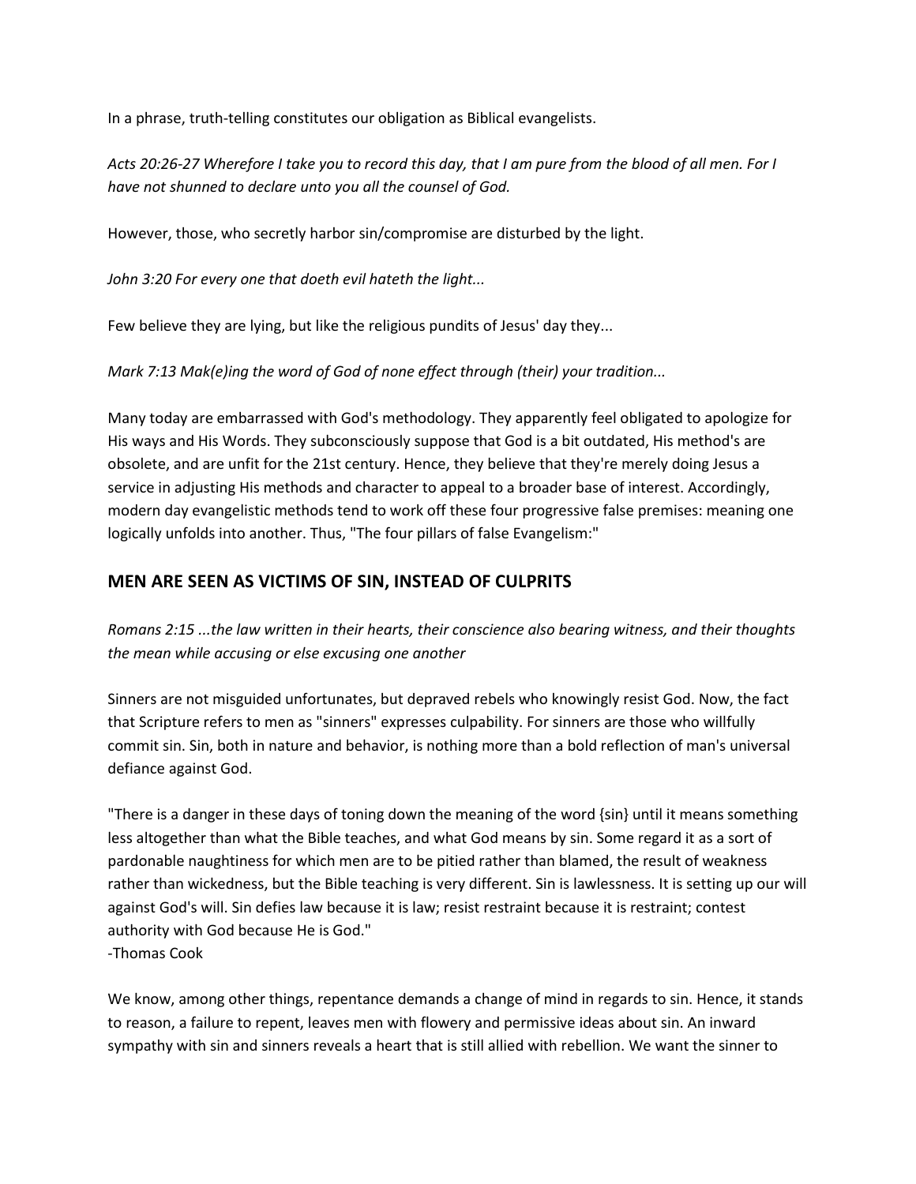In a phrase, truth-telling constitutes our obligation as Biblical evangelists.

*Acts 20:26-27 Wherefore I take you to record this day, that I am pure from the blood of all men. For I have not shunned to declare unto you all the counsel of God.*

However, those, who secretly harbor sin/compromise are disturbed by the light.

*John 3:20 For every one that doeth evil hateth the light...*

Few believe they are lying, but like the religious pundits of Jesus' day they...

*Mark 7:13 Mak(e)ing the word of God of none effect through (their) your tradition...*

Many today are embarrassed with God's methodology. They apparently feel obligated to apologize for His ways and His Words. They subconsciously suppose that God is a bit outdated, His method's are obsolete, and are unfit for the 21st century. Hence, they believe that they're merely doing Jesus a service in adjusting His methods and character to appeal to a broader base of interest. Accordingly, modern day evangelistic methods tend to work off these four progressive false premises: meaning one logically unfolds into another. Thus, "The four pillars of false Evangelism:"

## MEN ARE SEEN AS VICTIMS OF SIN, INSTEAD OF CULPRITS

*Romans 2:15 ...the law written in their hearts, their conscience also bearing witness, and their thoughts the mean while accusing or else excusing one another*

Sinners are not misguided unfortunates, but depraved rebels who knowingly resist God. Now, the fact that Scripture refers to men as "sinners" expresses culpability. For sinners are those who willfully commit sin. Sin, both in nature and behavior, is nothing more than a bold reflection of man's universal defiance against God.

"There is a danger in these days of toning down the meaning of the word {sin} until it means something less altogether than what the Bible teaches, and what God means by sin. Some regard it as a sort of pardonable naughtiness for which men are to be pitied rather than blamed, the result of weakness rather than wickedness, but the Bible teaching is very different. Sin is lawlessness. It is setting up our will against God's will. Sin defies law because it is law; resist restraint because it is restraint; contest authority with God because He is God."
-Thomas Cook

We know, among other things, repentance demands a change of mind in regards to sin. Hence, it stands to reason, a failure to repent, leaves men with flowery and permissive ideas about sin. An inward sympathy with sin and sinners reveals a heart that is still allied with rebellion. We want the sinner to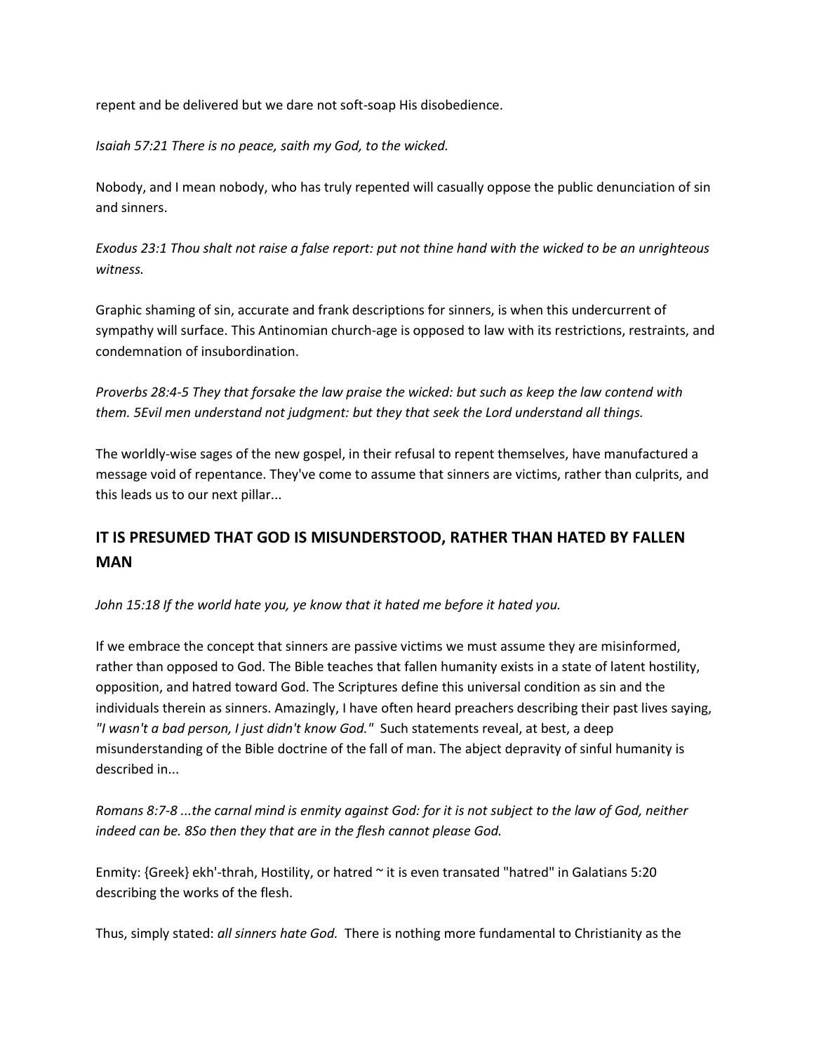repent and be delivered but we dare not soft-soap His disobedience.

*Isaiah 57:21 There is no peace, saith my God, to the wicked.*

Nobody, and I mean nobody, who has truly repented will casually oppose the public denunciation of sin and sinners.

*Exodus 23:1 Thou shalt not raise a false report: put not thine hand with the wicked to be an unrighteous witness.*

Graphic shaming of sin, accurate and frank descriptions for sinners, is when this undercurrent of sympathy will surface. This Antinomian church-age is opposed to law with its restrictions, restraints, and condemnation of insubordination.

*Proverbs 28:4-5 They that forsake the law praise the wicked: but such as keep the law contend with them. 5Evil men understand not judgment: but they that seek the Lord understand all things.*

The worldly-wise sages of the new gospel, in their refusal to repent themselves, have manufactured a message void of repentance. They've come to assume that sinners are victims, rather than culprits, and this leads us to our next pillar...

## IT IS PRESUMED THAT GOD IS MISUNDERSTOOD, RATHER THAN HATED BY FALLEN MAN

*John 15:18 If the world hate you, ye know that it hated me before it hated you.*

If we embrace the concept that sinners are passive victims we must assume they are misinformed, rather than opposed to God. The Bible teaches that fallen humanity exists in a state of latent hostility, opposition, and hatred toward God. The Scriptures define this universal condition as sin and the individuals therein as sinners. Amazingly, I have often heard preachers describing their past lives saying, *"I wasn't a bad person, I just didn't know God."* Such statements reveal, at best, a deep misunderstanding of the Bible doctrine of the fall of man. The abject depravity of sinful humanity is described in...

*Romans 8:7-8 ...the carnal mind is enmity against God: for it is not subject to the law of God, neither indeed can be. 8So then they that are in the flesh cannot please God.*

Enmity: {Greek} ekh'-thrah, Hostility, or hatred ~ it is even transated "hatred" in Galatians 5:20 describing the works of the flesh.

Thus, simply stated: *all sinners hate God.* There is nothing more fundamental to Christianity as the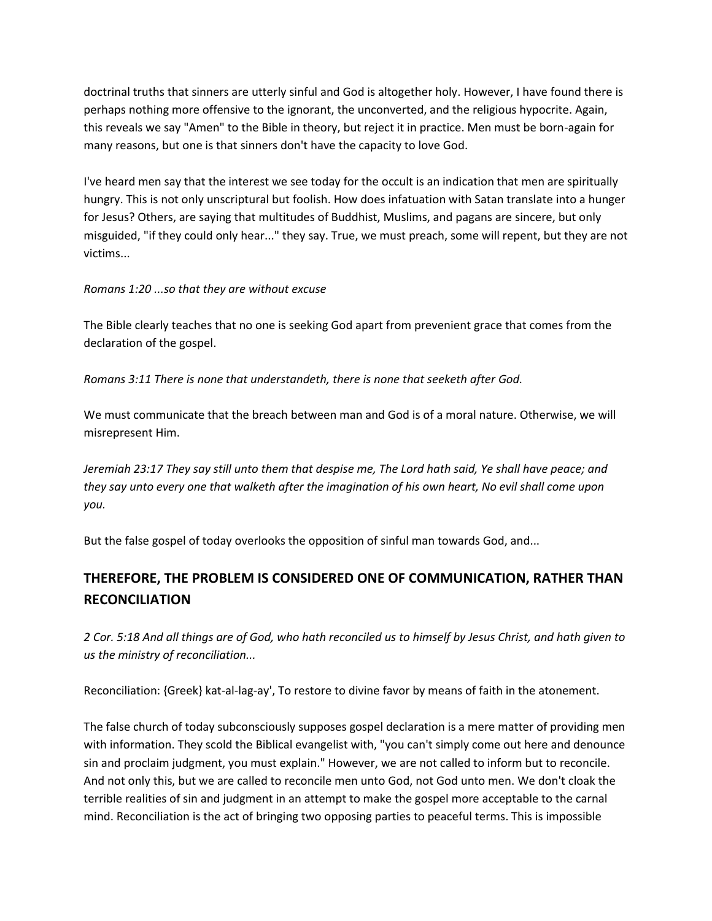doctrinal truths that sinners are utterly sinful and God is altogether holy. However, I have found there is perhaps nothing more offensive to the ignorant, the unconverted, and the religious hypocrite. Again, this reveals we say "Amen" to the Bible in theory, but reject it in practice. Men must be born-again for many reasons, but one is that sinners don't have the capacity to love God.

I've heard men say that the interest we see today for the occult is an indication that men are spiritually hungry. This is not only unscriptural but foolish. How does infatuation with Satan translate into a hunger for Jesus? Others, are saying that multitudes of Buddhist, Muslims, and pagans are sincere, but only misguided, "if they could only hear..." they say. True, we must preach, some will repent, but they are not victims...

*Romans 1:20 ...so that they are without excuse*

The Bible clearly teaches that no one is seeking God apart from prevenient grace that comes from the declaration of the gospel.

*Romans 3:11 There is none that understandeth, there is none that seeketh after God.*

We must communicate that the breach between man and God is of a moral nature. Otherwise, we will misrepresent Him.

*Jeremiah 23:17 They say still unto them that despise me, The Lord hath said, Ye shall have peace; and they say unto every one that walketh after the imagination of his own heart, No evil shall come upon you.*

But the false gospel of today overlooks the opposition of sinful man towards God, and...

## THEREFORE, THE PROBLEM IS CONSIDERED ONE OF COMMUNICATION, RATHER THAN RECONCILIATION

*2 Cor. 5:18 And all things are of God, who hath reconciled us to himself by Jesus Christ, and hath given to us the ministry of reconciliation...*

Reconciliation: {Greek} kat-al-lag-ay', To restore to divine favor by means of faith in the atonement.

The false church of today subconsciously supposes gospel declaration is a mere matter of providing men with information. They scold the Biblical evangelist with, "you can't simply come out here and denounce sin and proclaim judgment, you must explain." However, we are not called to inform but to reconcile. And not only this, but we are called to reconcile men unto God, not God unto men. We don't cloak the terrible realities of sin and judgment in an attempt to make the gospel more acceptable to the carnal mind. Reconciliation is the act of bringing two opposing parties to peaceful terms. This is impossible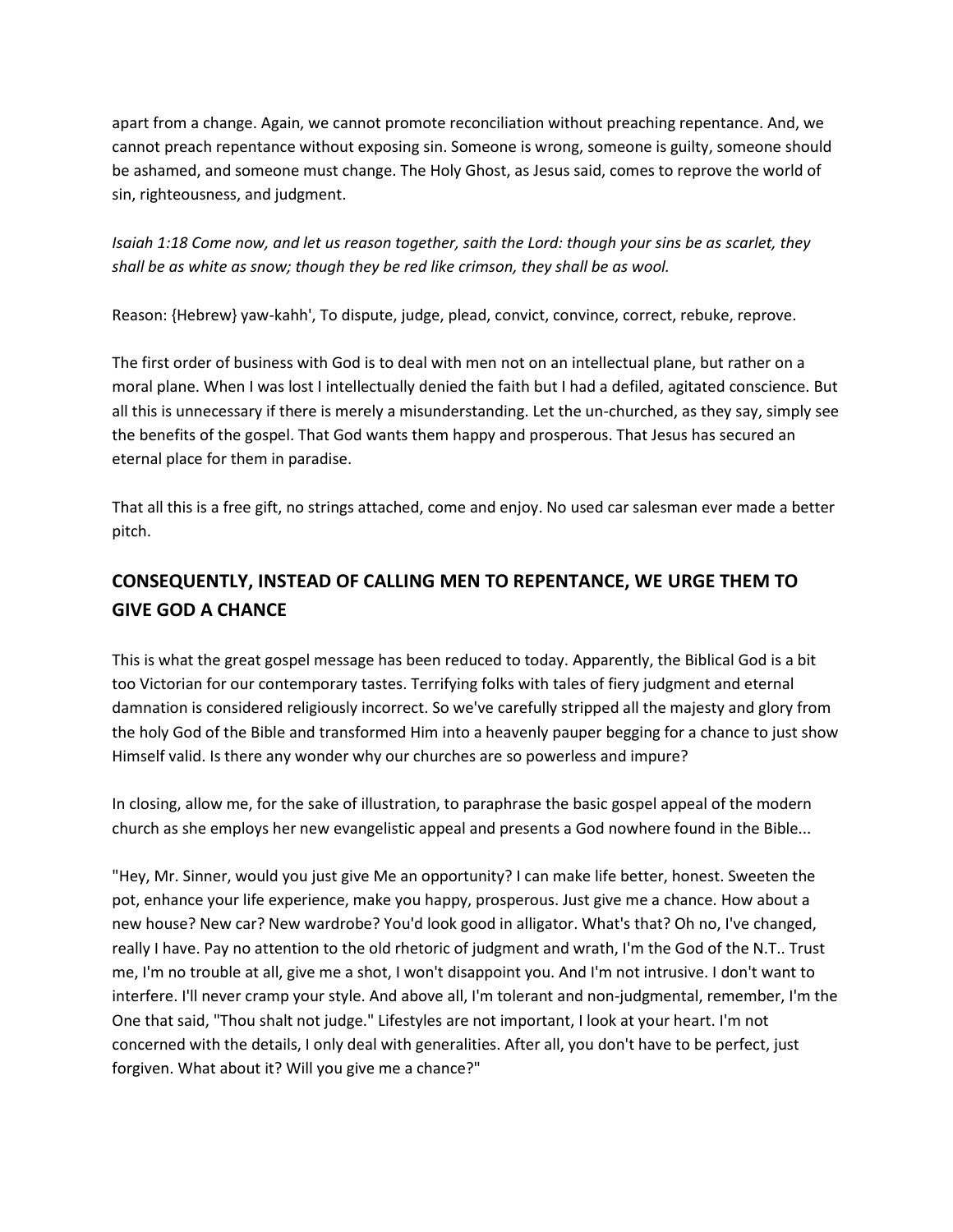apart from a change. Again, we cannot promote reconciliation without preaching repentance. And, we cannot preach repentance without exposing sin. Someone is wrong, someone is guilty, someone should be ashamed, and someone must change. The Holy Ghost, as Jesus said, comes to reprove the world of sin, righteousness, and judgment.

*Isaiah 1:18 Come now, and let us reason together, saith the Lord: though your sins be as scarlet, they shall be as white as snow; though they be red like crimson, they shall be as wool.*

Reason: {Hebrew} yaw-kahh', To dispute, judge, plead, convict, convince, correct, rebuke, reprove.

The first order of business with God is to deal with men not on an intellectual plane, but rather on a moral plane. When I was lost I intellectually denied the faith but I had a defiled, agitated conscience. But all this is unnecessary if there is merely a misunderstanding. Let the un-churched, as they say, simply see the benefits of the gospel. That God wants them happy and prosperous. That Jesus has secured an eternal place for them in paradise.

That all this is a free gift, no strings attached, come and enjoy. No used car salesman ever made a better pitch.

## CONSEQUENTLY, INSTEAD OF CALLING MEN TO REPENTANCE, WE URGE THEM TO GIVE GOD A CHANCE

This is what the great gospel message has been reduced to today. Apparently, the Biblical God is a bit too Victorian for our contemporary tastes. Terrifying folks with tales of fiery judgment and eternal damnation is considered religiously incorrect. So we've carefully stripped all the majesty and glory from the holy God of the Bible and transformed Him into a heavenly pauper begging for a chance to just show Himself valid. Is there any wonder why our churches are so powerless and impure?

In closing, allow me, for the sake of illustration, to paraphrase the basic gospel appeal of the modern church as she employs her new evangelistic appeal and presents a God nowhere found in the Bible...

"Hey, Mr. Sinner, would you just give Me an opportunity? I can make life better, honest. Sweeten the pot, enhance your life experience, make you happy, prosperous. Just give me a chance. How about a new house? New car? New wardrobe? You'd look good in alligator. What's that? Oh no, I've changed, really I have. Pay no attention to the old rhetoric of judgment and wrath, I'm the God of the N.T.. Trust me, I'm no trouble at all, give me a shot, I won't disappoint you. And I'm not intrusive. I don't want to interfere. I'll never cramp your style. And above all, I'm tolerant and non-judgmental, remember, I'm the One that said, "Thou shalt not judge." Lifestyles are not important, I look at your heart. I'm not concerned with the details, I only deal with generalities. After all, you don't have to be perfect, just forgiven. What about it? Will you give me a chance?"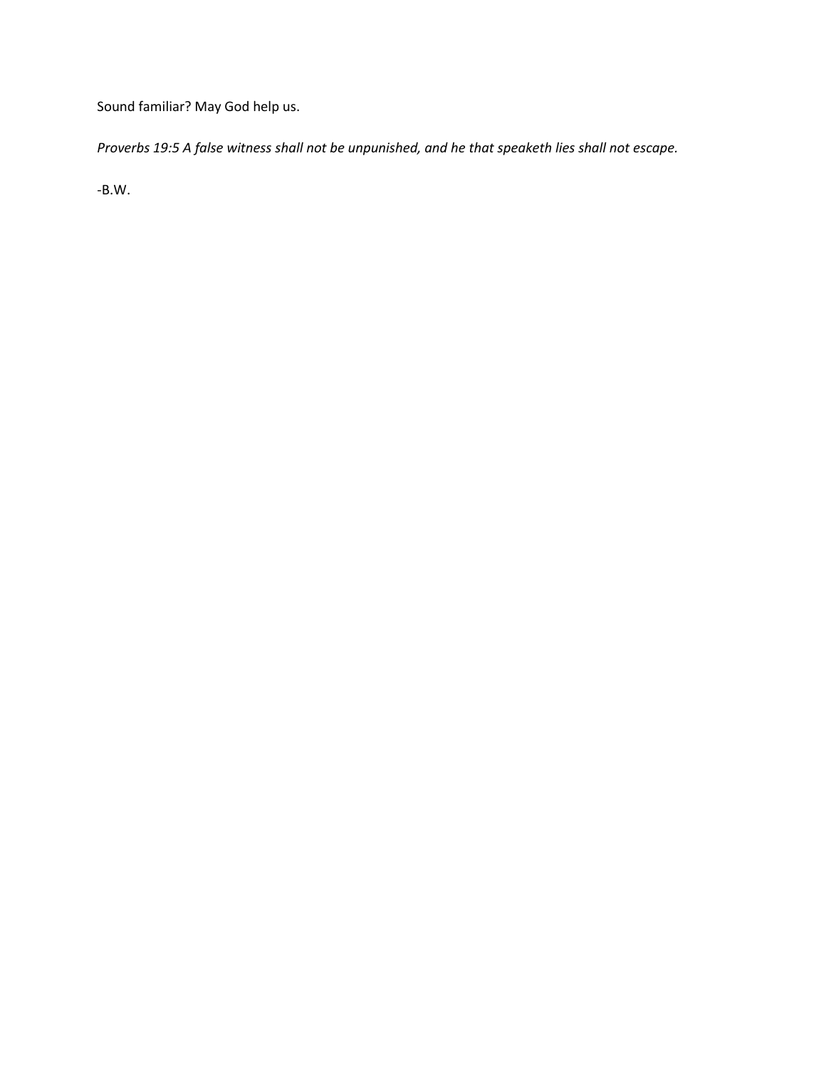Sound familiar? May God help us.

*Proverbs 19:5 A false witness shall not be unpunished, and he that speaketh lies shall not escape.*

-B.W.